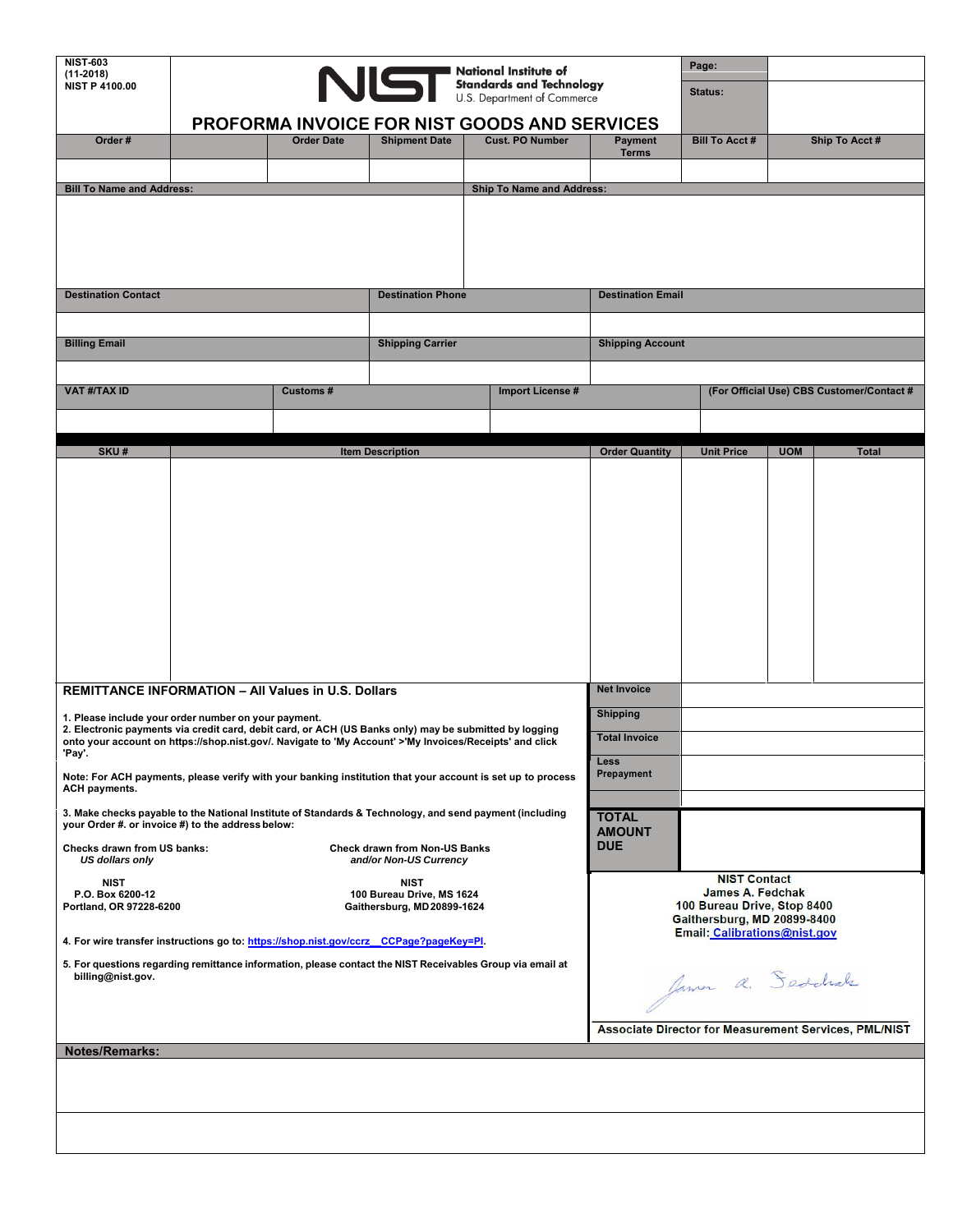NIST-603
(11-2018)
NIST P 4100.00

National Institute of Standards and Technology
U.S. Department of Commerce

# PROFORMA INVOICE FOR NIST GOODS AND SERVICES

| Page: | |
|---|---|
| Status: | |

| Order # | | Order Date | Shipment Date | Cust. PO Number | Payment Terms | Bill To Acct # | Ship To Acct # |
|---|---|---|---|---|---|---|---|
| | | | | | | | |

| Bill To Name and Address: | Ship To Name and Address: |
|---|---|
| | |

| Destination Contact | Destination Phone | Destination Email |
|---|---|---|
| | | |
| **Billing Email** | **Shipping Carrier** | **Shipping Account** |
| | | |

| VAT #/TAX ID | Customs # | Import License # | (For Official Use) CBS Customer/Contact # |
|---|---|---|---|
| | | | |

| SKU # | Item Description | Order Quantity | Unit Price | UOM | Total |
|---|---|---|---|---|---|
| | | | | | |

## REMITTANCE INFORMATION – All Values in U.S. Dollars

1. Please include your order number on your payment.
2. Electronic payments via credit card, debit card, or ACH (US Banks only) may be submitted by logging onto your account on https://shop.nist.gov/. Navigate to 'My Account' >'My Invoices/Receipts' and click 'Pay'.

Note: For ACH payments, please verify with your banking institution that your account is set up to process ACH payments.

3. Make checks payable to the National Institute of Standards & Technology, and send payment (including your Order #. or invoice #) to the address below:

**Checks drawn from US banks:**
*US dollars only*

NIST
P.O. Box 6200-12
Portland, OR 97228-6200

**Check drawn from Non-US Banks**
*and/or Non-US Currency*

NIST
100 Bureau Drive, MS 1624
Gaithersburg, MD 20899-1624

4. For wire transfer instructions go to: https://shop.nist.gov/ccrz__CCPage?pageKey=PI.
5. For questions regarding remittance information, please contact the NIST Receivables Group via email at billing@nist.gov.

| Net Invoice | |
|---|---|
| Shipping | |
| Total Invoice | |
| Less Prepayment | |
| | |
| **TOTAL AMOUNT DUE** | |

**NIST Contact**
James A. Fedchak
100 Bureau Drive, Stop 8400
Gaithersburg, MD 20899-8400
Email: Calibrations@nist.gov

James A. Fedchak

Associate Director for Measurement Services, PML/NIST

**Notes/Remarks:**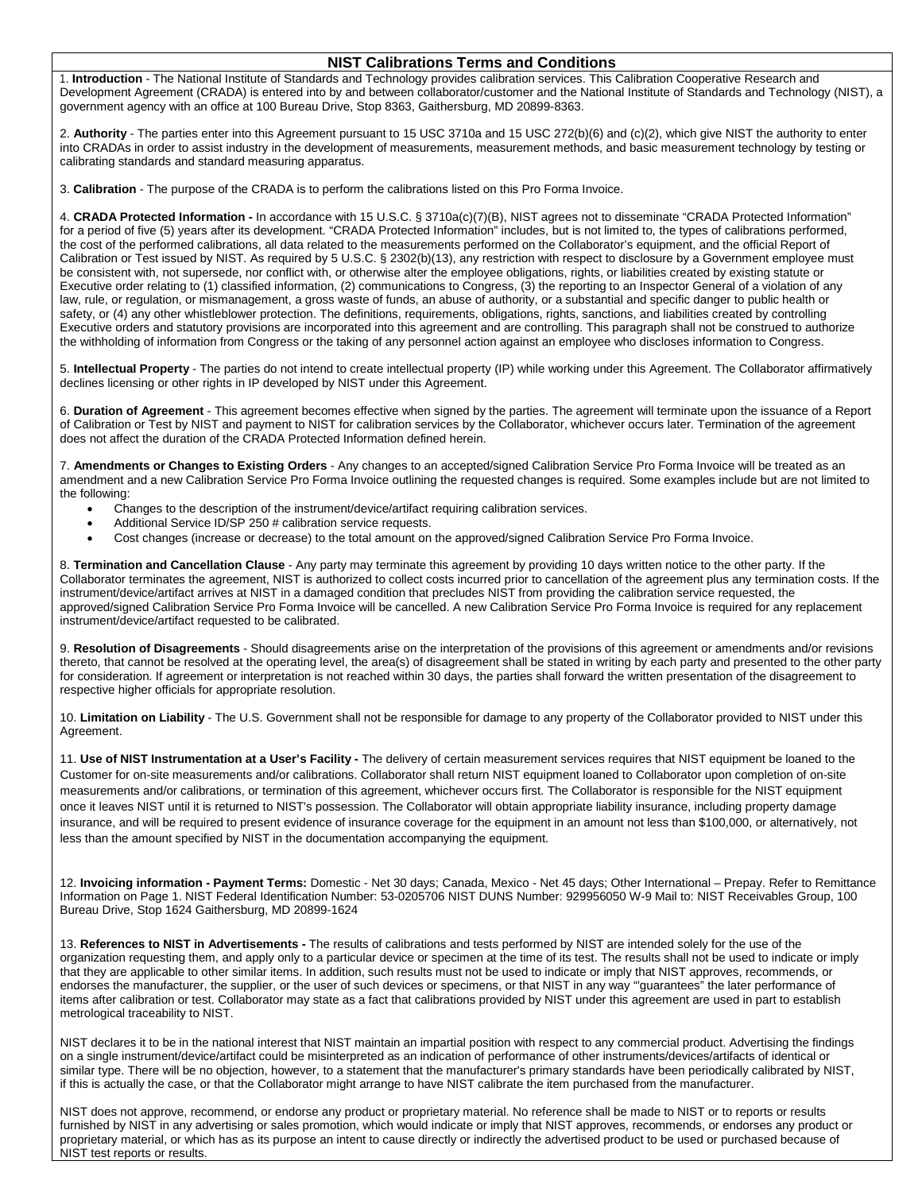# NIST Calibrations Terms and Conditions

1. **Introduction** - The National Institute of Standards and Technology provides calibration services. This Calibration Cooperative Research and Development Agreement (CRADA) is entered into by and between collaborator/customer and the National Institute of Standards and Technology (NIST), a government agency with an office at 100 Bureau Drive, Stop 8363, Gaithersburg, MD 20899-8363.

2. **Authority** - The parties enter into this Agreement pursuant to 15 USC 3710a and 15 USC 272(b)(6) and (c)(2), which give NIST the authority to enter into CRADAs in order to assist industry in the development of measurements, measurement methods, and basic measurement technology by testing or calibrating standards and standard measuring apparatus.

3. **Calibration** - The purpose of the CRADA is to perform the calibrations listed on this Pro Forma Invoice.

4. **CRADA Protected Information -** In accordance with 15 U.S.C. § 3710a(c)(7)(B), NIST agrees not to disseminate "CRADA Protected Information" for a period of five (5) years after its development. "CRADA Protected Information" includes, but is not limited to, the types of calibrations performed, the cost of the performed calibrations, all data related to the measurements performed on the Collaborator's equipment, and the official Report of Calibration or Test issued by NIST. As required by 5 U.S.C. § 2302(b)(13), any restriction with respect to disclosure by a Government employee must be consistent with, not supersede, nor conflict with, or otherwise alter the employee obligations, rights, or liabilities created by existing statute or Executive order relating to (1) classified information, (2) communications to Congress, (3) the reporting to an Inspector General of a violation of any law, rule, or regulation, or mismanagement, a gross waste of funds, an abuse of authority, or a substantial and specific danger to public health or safety, or (4) any other whistleblower protection. The definitions, requirements, obligations, rights, sanctions, and liabilities created by controlling Executive orders and statutory provisions are incorporated into this agreement and are controlling. This paragraph shall not be construed to authorize the withholding of information from Congress or the taking of any personnel action against an employee who discloses information to Congress.

5. **Intellectual Property** - The parties do not intend to create intellectual property (IP) while working under this Agreement. The Collaborator affirmatively declines licensing or other rights in IP developed by NIST under this Agreement.

6. **Duration of Agreement** - This agreement becomes effective when signed by the parties. The agreement will terminate upon the issuance of a Report of Calibration or Test by NIST and payment to NIST for calibration services by the Collaborator, whichever occurs later. Termination of the agreement does not affect the duration of the CRADA Protected Information defined herein.

7. **Amendments or Changes to Existing Orders** - Any changes to an accepted/signed Calibration Service Pro Forma Invoice will be treated as an amendment and a new Calibration Service Pro Forma Invoice outlining the requested changes is required. Some examples include but are not limited to the following:

- Changes to the description of the instrument/device/artifact requiring calibration services.
- Additional Service ID/SP 250 # calibration service requests.
- Cost changes (increase or decrease) to the total amount on the approved/signed Calibration Service Pro Forma Invoice.

8. **Termination and Cancellation Clause** - Any party may terminate this agreement by providing 10 days written notice to the other party. If the Collaborator terminates the agreement, NIST is authorized to collect costs incurred prior to cancellation of the agreement plus any termination costs. If the instrument/device/artifact arrives at NIST in a damaged condition that precludes NIST from providing the calibration service requested, the approved/signed Calibration Service Pro Forma Invoice will be cancelled. A new Calibration Service Pro Forma Invoice is required for any replacement instrument/device/artifact requested to be calibrated.

9. **Resolution of Disagreements** - Should disagreements arise on the interpretation of the provisions of this agreement or amendments and/or revisions thereto, that cannot be resolved at the operating level, the area(s) of disagreement shall be stated in writing by each party and presented to the other party for consideration. If agreement or interpretation is not reached within 30 days, the parties shall forward the written presentation of the disagreement to respective higher officials for appropriate resolution.

10. **Limitation on Liability** - The U.S. Government shall not be responsible for damage to any property of the Collaborator provided to NIST under this Agreement.

11. **Use of NIST Instrumentation at a User's Facility -** The delivery of certain measurement services requires that NIST equipment be loaned to the Customer for on-site measurements and/or calibrations. Collaborator shall return NIST equipment loaned to Collaborator upon completion of on-site measurements and/or calibrations, or termination of this agreement, whichever occurs first. The Collaborator is responsible for the NIST equipment once it leaves NIST until it is returned to NIST's possession. The Collaborator will obtain appropriate liability insurance, including property damage insurance, and will be required to present evidence of insurance coverage for the equipment in an amount not less than $100,000, or alternatively, not less than the amount specified by NIST in the documentation accompanying the equipment.

12. **Invoicing information - Payment Terms:** Domestic - Net 30 days; Canada, Mexico - Net 45 days; Other International – Prepay. Refer to Remittance Information on Page 1. NIST Federal Identification Number: 53-0205706 NIST DUNS Number: 929956050 W-9 Mail to: NIST Receivables Group, 100 Bureau Drive, Stop 1624 Gaithersburg, MD 20899-1624

13. **References to NIST in Advertisements -** The results of calibrations and tests performed by NIST are intended solely for the use of the organization requesting them, and apply only to a particular device or specimen at the time of its test. The results shall not be used to indicate or imply that they are applicable to other similar items. In addition, such results must not be used to indicate or imply that NIST approves, recommends, or endorses the manufacturer, the supplier, or the user of such devices or specimens, or that NIST in any way "guarantees" the later performance of items after calibration or test. Collaborator may state as a fact that calibrations provided by NIST under this agreement are used in part to establish metrological traceability to NIST.

NIST declares it to be in the national interest that NIST maintain an impartial position with respect to any commercial product. Advertising the findings on a single instrument/device/artifact could be misinterpreted as an indication of performance of other instruments/devices/artifacts of identical or similar type. There will be no objection, however, to a statement that the manufacturer's primary standards have been periodically calibrated by NIST, if this is actually the case, or that the Collaborator might arrange to have NIST calibrate the item purchased from the manufacturer.

NIST does not approve, recommend, or endorse any product or proprietary material. No reference shall be made to NIST or to reports or results furnished by NIST in any advertising or sales promotion, which would indicate or imply that NIST approves, recommends, or endorses any product or proprietary material, or which has as its purpose an intent to cause directly or indirectly the advertised product to be used or purchased because of NIST test reports or results.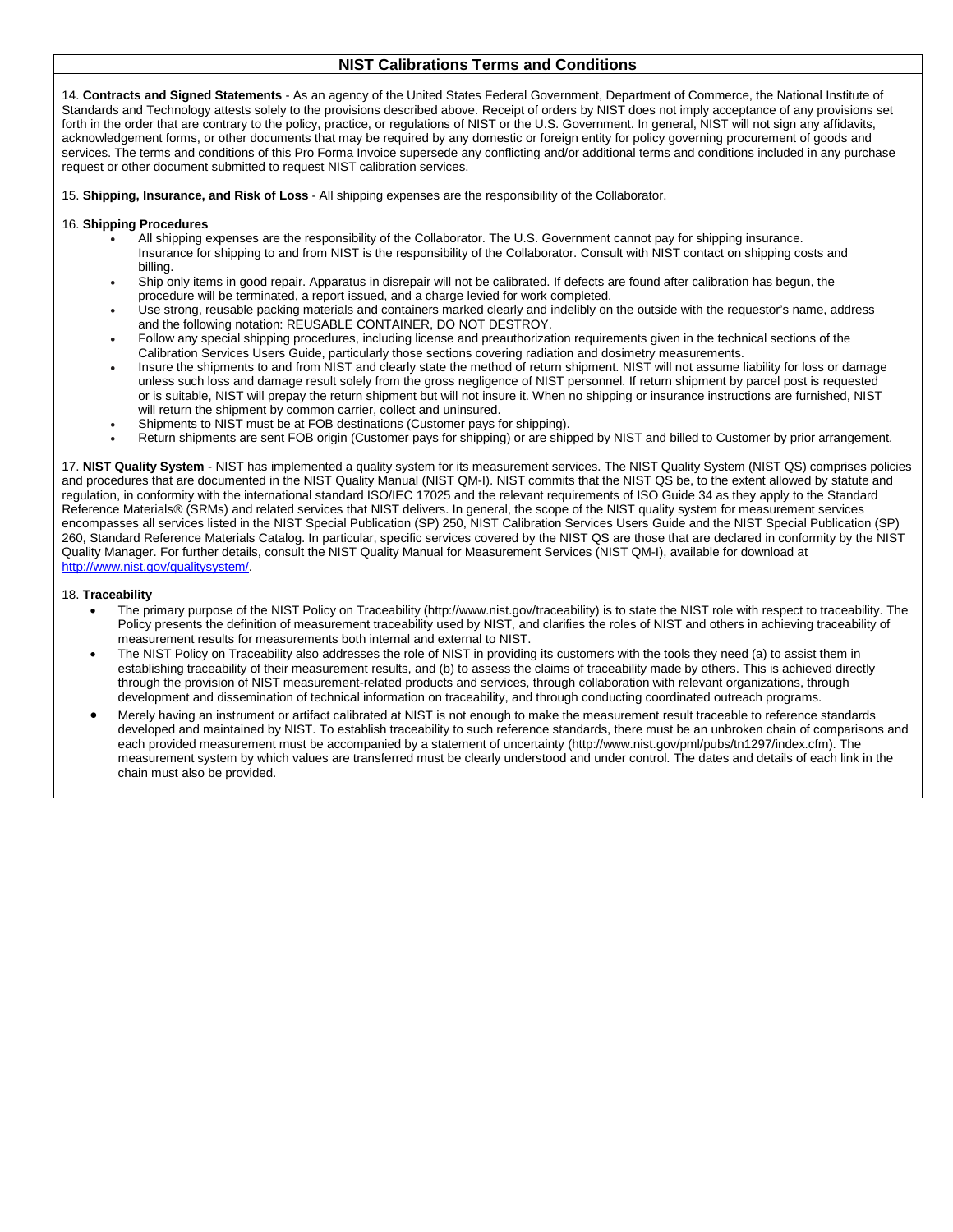## NIST Calibrations Terms and Conditions

14. **Contracts and Signed Statements** - As an agency of the United States Federal Government, Department of Commerce, the National Institute of Standards and Technology attests solely to the provisions described above. Receipt of orders by NIST does not imply acceptance of any provisions set forth in the order that are contrary to the policy, practice, or regulations of NIST or the U.S. Government. In general, NIST will not sign any affidavits, acknowledgement forms, or other documents that may be required by any domestic or foreign entity for policy governing procurement of goods and services. The terms and conditions of this Pro Forma Invoice supersede any conflicting and/or additional terms and conditions included in any purchase request or other document submitted to request NIST calibration services.

15. **Shipping, Insurance, and Risk of Loss** - All shipping expenses are the responsibility of the Collaborator.

16. **Shipping Procedures**

- All shipping expenses are the responsibility of the Collaborator. The U.S. Government cannot pay for shipping insurance. Insurance for shipping to and from NIST is the responsibility of the Collaborator. Consult with NIST contact on shipping costs and billing.
- Ship only items in good repair. Apparatus in disrepair will not be calibrated. If defects are found after calibration has begun, the procedure will be terminated, a report issued, and a charge levied for work completed.
- Use strong, reusable packing materials and containers marked clearly and indelibly on the outside with the requestor's name, address and the following notation: REUSABLE CONTAINER, DO NOT DESTROY.
- Follow any special shipping procedures, including license and preauthorization requirements given in the technical sections of the Calibration Services Users Guide, particularly those sections covering radiation and dosimetry measurements.
- Insure the shipments to and from NIST and clearly state the method of return shipment. NIST will not assume liability for loss or damage unless such loss and damage result solely from the gross negligence of NIST personnel. If return shipment by parcel post is requested or is suitable, NIST will prepay the return shipment but will not insure it. When no shipping or insurance instructions are furnished, NIST will return the shipment by common carrier, collect and uninsured.
- Shipments to NIST must be at FOB destinations (Customer pays for shipping).
- Return shipments are sent FOB origin (Customer pays for shipping) or are shipped by NIST and billed to Customer by prior arrangement.

17. **NIST Quality System** - NIST has implemented a quality system for its measurement services. The NIST Quality System (NIST QS) comprises policies and procedures that are documented in the NIST Quality Manual (NIST QM-I). NIST commits that the NIST QS be, to the extent allowed by statute and regulation, in conformity with the international standard ISO/IEC 17025 and the relevant requirements of ISO Guide 34 as they apply to the Standard Reference Materials® (SRMs) and related services that NIST delivers. In general, the scope of the NIST quality system for measurement services encompasses all services listed in the NIST Special Publication (SP) 250, NIST Calibration Services Users Guide and the NIST Special Publication (SP) 260, Standard Reference Materials Catalog. In particular, specific services covered by the NIST QS are those that are declared in conformity by the NIST Quality Manager. For further details, consult the NIST Quality Manual for Measurement Services (NIST QM-I), available for download at http://www.nist.gov/qualitysystem/.

18. **Traceability**

- The primary purpose of the NIST Policy on Traceability (http://www.nist.gov/traceability) is to state the NIST role with respect to traceability. The Policy presents the definition of measurement traceability used by NIST, and clarifies the roles of NIST and others in achieving traceability of measurement results for measurements both internal and external to NIST.
- The NIST Policy on Traceability also addresses the role of NIST in providing its customers with the tools they need (a) to assist them in establishing traceability of their measurement results, and (b) to assess the claims of traceability made by others. This is achieved directly through the provision of NIST measurement-related products and services, through collaboration with relevant organizations, through development and dissemination of technical information on traceability, and through conducting coordinated outreach programs.
- Merely having an instrument or artifact calibrated at NIST is not enough to make the measurement result traceable to reference standards developed and maintained by NIST. To establish traceability to such reference standards, there must be an unbroken chain of comparisons and each provided measurement must be accompanied by a statement of uncertainty (http://www.nist.gov/pml/pubs/tn1297/index.cfm). The measurement system by which values are transferred must be clearly understood and under control. The dates and details of each link in the chain must also be provided.